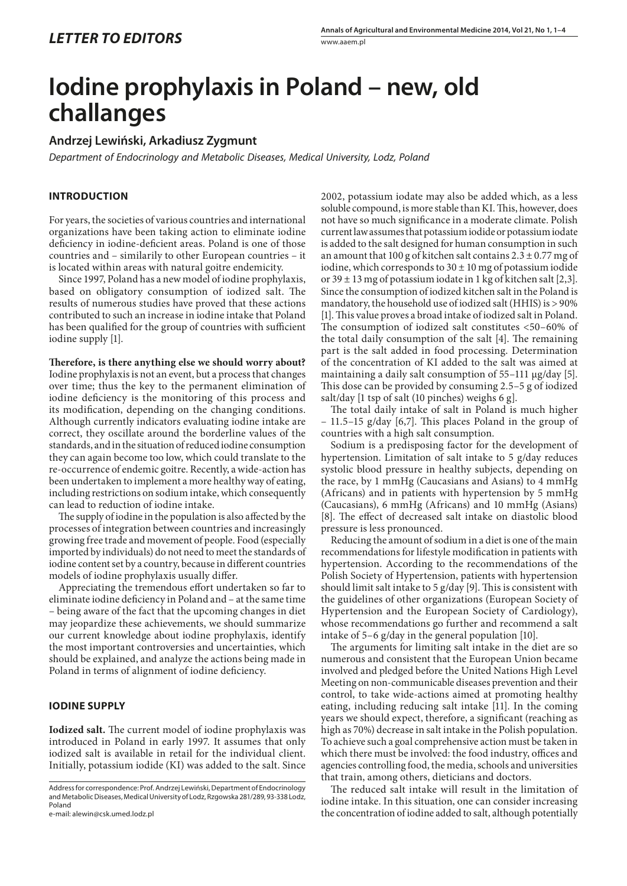*LETTER TO EDITORS*

# Iodine prophylaxis in Poland – new, old challanges

**Andrzej Lewiński, Arkadiusz Zygmunt**

*Department of Endocrinology and Metabolic Diseases, Medical University, Lodz, Poland*

## INTRODUCTION

For years, the societies of various countries and international organizations have been taking action to eliminate iodine deficiency in iodine-deficient areas. Poland is one of those countries and – similarily to other European countries – it is located within areas with natural goitre endemicity.

Since 1997, Poland has a new model of iodine prophylaxis, based on obligatory consumption of iodized salt. The results of numerous studies have proved that these actions contributed to such an increase in iodine intake that Poland has been qualified for the group of countries with sufficient iodine supply [1].

**Therefore, is there anything else we should worry about?** Iodine prophylaxis is not an event, but a process that changes over time; thus the key to the permanent elimination of iodine deficiency is the monitoring of this process and its modification, depending on the changing conditions. Although currently indicators evaluating iodine intake are correct, they oscillate around the borderline values of the standards, and in the situation of reduced iodine consumption they can again become too low, which could translate to the re-occurrence of endemic goitre. Recently, a wide-action has been undertaken to implement a more healthy way of eating, including restrictions on sodium intake, which consequently can lead to reduction of iodine intake.

The supply of iodine in the population is also affected by the processes of integration between countries and increasingly growing free trade and movement of people. Food (especially imported by individuals) do not need to meet the standards of iodine content set by a country, because in different countries models of iodine prophylaxis usually differ.

Appreciating the tremendous effort undertaken so far to eliminate iodine deficiency in Poland and – at the same time – being aware of the fact that the upcoming changes in diet may jeopardize these achievements, we should summarize our current knowledge about iodine prophylaxis, identify the most important controversies and uncertainties, which should be explained, and analyze the actions being made in Poland in terms of alignment of iodine deficiency.

## IODINE SUPPLY

**Iodized salt.** The current model of iodine prophylaxis was introduced in Poland in early 1997. It assumes that only iodized salt is available in retail for the individual client. Initially, potassium iodide (KI) was added to the salt. Since 2002, potassium iodate may also be added which, as a less soluble compound, is more stable than KI. This, however, does not have so much significance in a moderate climate. Polish current law assumes that potassium iodide or potassium iodate is added to the salt designed for human consumption in such an amount that 100 g of kitchen salt contains $2.3 \pm 0.77$ mg of iodine, which corresponds to $30 \pm 10$ mg of potassium iodide or $39 \pm 13$ mg of potassium iodate in 1 kg of kitchen salt [2,3]. Since the consumption of iodized kitchen salt in the Poland is mandatory, the household use of iodized salt (HHIS) is > 90% [1]. This value proves a broad intake of iodized salt in Poland. The consumption of iodized salt constitutes <50–60% of the total daily consumption of the salt [4]. The remaining part is the salt added in food processing. Determination of the concentration of KI added to the salt was aimed at maintaining a daily salt consumption of 55–111 µg/day [5]. This dose can be provided by consuming 2.5–5 g of iodized salt/day [1 tsp of salt (10 pinches) weighs 6 g].

The total daily intake of salt in Poland is much higher – 11.5–15 g/day [6,7]. This places Poland in the group of countries with a high salt consumption.

Sodium is a predisposing factor for the development of hypertension. Limitation of salt intake to 5 g/day reduces systolic blood pressure in healthy subjects, depending on the race, by 1 mmHg (Caucasians and Asians) to 4 mmHg (Africans) and in patients with hypertension by 5 mmHg (Caucasians), 6 mmHg (Africans) and 10 mmHg (Asians) [8]. The effect of decreased salt intake on diastolic blood pressure is less pronounced.

Reducing the amount of sodium in a diet is one of the main recommendations for lifestyle modification in patients with hypertension. According to the recommendations of the Polish Society of Hypertension, patients with hypertension should limit salt intake to 5 g/day [9]. This is consistent with the guidelines of other organizations (European Society of Hypertension and the European Society of Cardiology), whose recommendations go further and recommend a salt intake of 5–6 g/day in the general population [10].

The arguments for limiting salt intake in the diet are so numerous and consistent that the European Union became involved and pledged before the United Nations High Level Meeting on non-communicable diseases prevention and their control, to take wide-actions aimed at promoting healthy eating, including reducing salt intake [11]. In the coming years we should expect, therefore, a significant (reaching as high as 70%) decrease in salt intake in the Polish population. To achieve such a goal comprehensive action must be taken in which there must be involved: the food industry, offices and agencies controlling food, the media, schools and universities that train, among others, dieticians and doctors.

The reduced salt intake will result in the limitation of iodine intake. In this situation, one can consider increasing the concentration of iodine added to salt, although potentially

Address for correspondence: Prof. Andrzej Lewiński, Department of Endocrinology and Metabolic Diseases, Medical University of Lodz, Rzgowska 281/289, 93-338 Lodz, Poland
e-mail: alewin@csk.umed.lodz.pl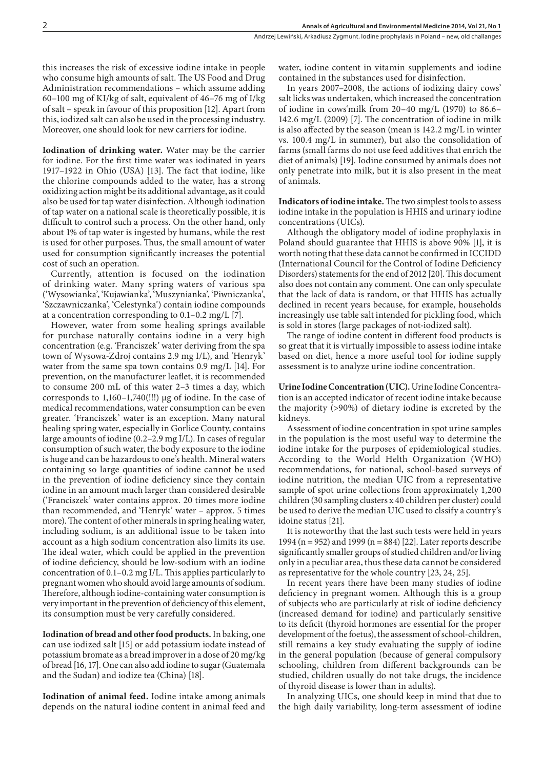this increases the risk of excessive iodine intake in people who consume high amounts of salt. The US Food and Drug Administration recommendations – which assume adding 60–100 mg of KI/kg of salt, equivalent of 46–76 mg of I/kg of salt – speak in favour of this proposition [12]. Apart from this, iodized salt can also be used in the processing industry. Moreover, one should look for new carriers for iodine.

**Iodination of drinking water.** Water may be the carrier for iodine. For the first time water was iodinated in years 1917–1922 in Ohio (USA) [13]. The fact that iodine, like the chlorine compounds added to the water, has a strong oxidizing action might be its additional advantage, as it could also be used for tap water disinfection. Although iodination of tap water on a national scale is theoretically possible, it is difficult to control such a process. On the other hand, only about 1% of tap water is ingested by humans, while the rest is used for other purposes. Thus, the small amount of water used for consumption significantly increases the potential cost of such an operation.

Currently, attention is focused on the iodination of drinking water. Many spring waters of various spa ('Wysowianka', 'Kujawianka', 'Muszynianka', 'Piwniczanka', 'Szczawniczanka', 'Celestynka') contain iodine compounds at a concentration corresponding to 0.1–0.2 mg/L [7].

However, water from some healing springs available for purchase naturally contains iodine in a very high concentration (e.g. 'Franciszek' water deriving from the spa town of Wysowa-Zdroj contains 2.9 mg I/L), and 'Henryk' water from the same spa town contains 0.9 mg/L [14]. For prevention, on the manufacturer leaflet, it is recommended to consume 200 mL of this water 2–3 times a day, which corresponds to 1,160–1,740(!!!) µg of iodine. In the case of medical recommendations, water consumption can be even greater. 'Franciszek' water is an exception. Many natural healing spring water, especially in Gorlice County, contains large amounts of iodine (0.2–2.9 mg I/L). In cases of regular consumption of such water, the body exposure to the iodine is huge and can be hazardous to one's health. Mineral waters containing so large quantities of iodine cannot be used in the prevention of iodine deficiency since they contain iodine in an amount much larger than considered desirable ('Franciszek' water contains approx. 20 times more iodine than recommended, and 'Henryk' water – approx. 5 times more). The content of other minerals in spring healing water, including sodium, is an additional issue to be taken into account as a high sodium concentration also limits its use. The ideal water, which could be applied in the prevention of iodine deficiency, should be low-sodium with an iodine concentration of 0.1–0.2 mg I/L. This applies particularly to pregnant women who should avoid large amounts of sodium. Therefore, although iodine-containing water consumption is very important in the prevention of deficiency of this element, its consumption must be very carefully considered.

**Iodination of bread and other food products.** In baking, one can use iodized salt [15] or add potassium iodate instead of potassium bromate as a bread improver in a dose of 20 mg/kg of bread [16, 17]. One can also add iodine to sugar (Guatemala and the Sudan) and iodize tea (China) [18].

**Iodination of animal feed.** Iodine intake among animals depends on the natural iodine content in animal feed and water, iodine content in vitamin supplements and iodine contained in the substances used for disinfection.

In years 2007–2008, the actions of iodizing dairy cows' salt licks was undertaken, which increased the concentration of iodine in cows'milk from 20–40 mg/L (1970) to 86.6–142.6 mg/L (2009) [7]. The concentration of iodine in milk is also affected by the season (mean is 142.2 mg/L in winter vs. 100.4 mg/L in summer), but also the consolidation of farms (small farms do not use feed additives that enrich the diet of animals) [19]. Iodine consumed by animals does not only penetrate into milk, but it is also present in the meat of animals.

**Indicators of iodine intake.** The two simplest tools to assess iodine intake in the population is HHIS and urinary iodine concentrations (UICs).

Although the obligatory model of iodine prophylaxis in Poland should guarantee that HHIS is above 90% [1], it is worth noting that these data cannot be confirmed in ICCIDD (International Council for the Control of Iodine Deficiency Disorders) statements for the end of 2012 [20]. This document also does not contain any comment. One can only speculate that the lack of data is random, or that HHIS has actually declined in recent years because, for example, households increasingly use table salt intended for pickling food, which is sold in stores (large packages of not-iodized salt).

The range of iodine content in different food products is so great that it is virtually impossible to assess iodine intake based on diet, hence a more useful tool for iodine supply assessment is to analyze urine iodine concentration.

**Urine Iodine Concentration (UIC).** Urine Iodine Concentration is an accepted indicator of recent iodine intake because the majority (>90%) of dietary iodine is excreted by the kidneys.

Assessment of iodine concentration in spot urine samples in the population is the most useful way to determine the iodine intake for the purposes of epidemiological studies. According to the World Helth Organization (WHO) recommendations, for national, school-based surveys of iodine nutrition, the median UIC from a representative sample of spot urine collections from approximately 1,200 children (30 sampling clusters x 40 children per cluster) could be used to derive the median UIC used to clssify a country's idoine status [21].

It is noteworthy that the last such tests were held in years 1994 (n = 952) and 1999 (n = 884) [22]. Later reports describe significantly smaller groups of studied children and/or living only in a peculiar area, thus these data cannot be considered as representative for the whole country [23, 24, 25].

In recent years there have been many studies of iodine deficiency in pregnant women. Although this is a group of subjects who are particularly at risk of iodine deficiency (increased demand for iodine) and particularly sensitive to its deficit (thyroid hormones are essential for the proper development of the foetus), the assessment of school-children, still remains a key study evaluating the supply of iodine in the general population (because of general compulsory schooling, children from different backgrounds can be studied, children usually do not take drugs, the incidence of thyroid disease is lower than in adults).

In analyzing UICs, one should keep in mind that due to the high daily variability, long-term assessment of iodine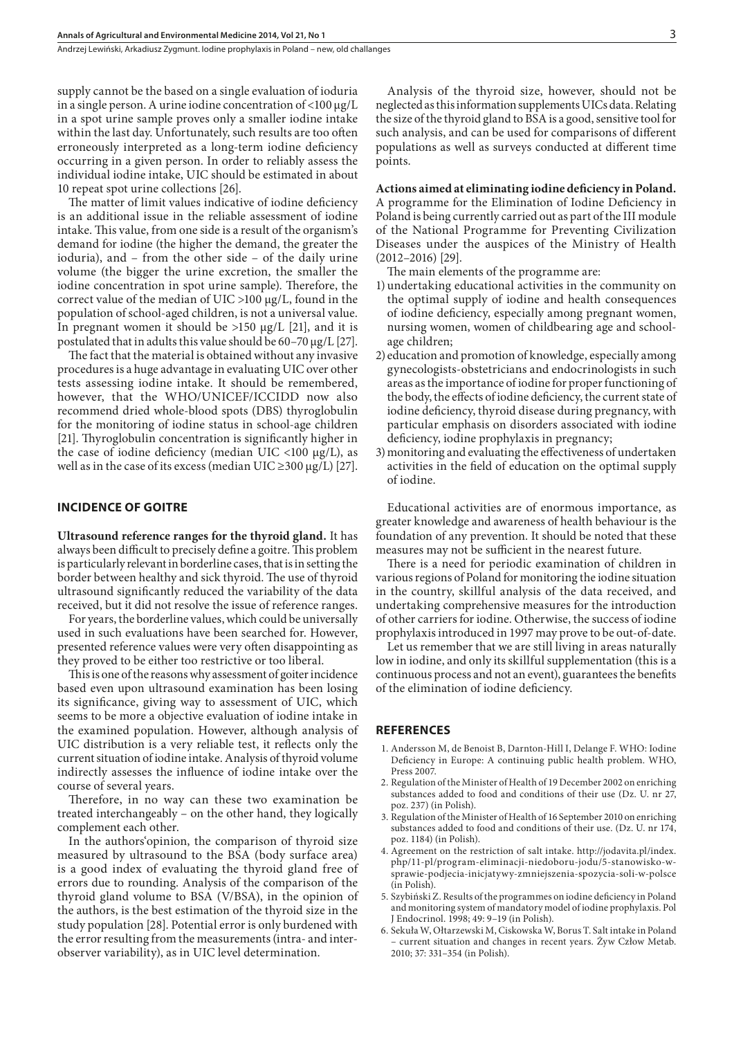supply cannot be the based on a single evaluation of ioduria in a single person. A urine iodine concentration of <100 μg/L in a spot urine sample proves only a smaller iodine intake within the last day. Unfortunately, such results are too often erroneously interpreted as a long-term iodine deficiency occurring in a given person. In order to reliably assess the individual iodine intake, UIC should be estimated in about 10 repeat spot urine collections [26].

The matter of limit values indicative of iodine deficiency is an additional issue in the reliable assessment of iodine intake. This value, from one side is a result of the organism's demand for iodine (the higher the demand, the greater the ioduria), and – from the other side – of the daily urine volume (the bigger the urine excretion, the smaller the iodine concentration in spot urine sample). Therefore, the correct value of the median of UIC >100 μg/L, found in the population of school-aged children, is not a universal value. In pregnant women it should be >150 μg/L [21], and it is postulated that in adults this value should be 60–70 μg/L [27].

The fact that the material is obtained without any invasive procedures is a huge advantage in evaluating UIC over other tests assessing iodine intake. It should be remembered, however, that the WHO/UNICEF/ICCIDD now also recommend dried whole-blood spots (DBS) thyroglobulin for the monitoring of iodine status in school-age children [21]. Thyroglobulin concentration is significantly higher in the case of iodine deficiency (median UIC <100 μg/L), as well as in the case of its excess (median UIC ≥300 μg/L) [27].

## INCIDENCE OF GOITRE

**Ultrasound reference ranges for the thyroid gland.** It has always been difficult to precisely define a goitre. This problem is particularly relevant in borderline cases, that is in setting the border between healthy and sick thyroid. The use of thyroid ultrasound significantly reduced the variability of the data received, but it did not resolve the issue of reference ranges.

For years, the borderline values, which could be universally used in such evaluations have been searched for. However, presented reference values were very often disappointing as they proved to be either too restrictive or too liberal.

This is one of the reasons why assessment of goiter incidence based even upon ultrasound examination has been losing its significance, giving way to assessment of UIC, which seems to be more a objective evaluation of iodine intake in the examined population. However, although analysis of UIC distribution is a very reliable test, it reflects only the current situation of iodine intake. Analysis of thyroid volume indirectly assesses the influence of iodine intake over the course of several years.

Therefore, in no way can these two examination be treated interchangeably – on the other hand, they logically complement each other.

In the authors'opinion, the comparison of thyroid size measured by ultrasound to the BSA (body surface area) is a good index of evaluating the thyroid gland free of errors due to rounding. Analysis of the comparison of the thyroid gland volume to BSA (V/BSA), in the opinion of the authors, is the best estimation of the thyroid size in the study population [28]. Potential error is only burdened with the error resulting from the measurements (intra- and inter-observer variability), as in UIC level determination.

Analysis of the thyroid size, however, should not be neglected as this information supplements UICs data. Relating the size of the thyroid gland to BSA is a good, sensitive tool for such analysis, and can be used for comparisons of different populations as well as surveys conducted at different time points.

**Actions aimed at eliminating iodine deficiency in Poland.** A programme for the Elimination of Iodine Deficiency in Poland is being currently carried out as part of the III module of the National Programme for Preventing Civilization Diseases under the auspices of the Ministry of Health (2012–2016) [29].

The main elements of the programme are:

1) undertaking educational activities in the community on the optimal supply of iodine and health consequences of iodine deficiency, especially among pregnant women, nursing women, women of childbearing age and school-age children;
2) education and promotion of knowledge, especially among gynecologists-obstetricians and endocrinologists in such areas as the importance of iodine for proper functioning of the body, the effects of iodine deficiency, the current state of iodine deficiency, thyroid disease during pregnancy, with particular emphasis on disorders associated with iodine deficiency, iodine prophylaxis in pregnancy;
3) monitoring and evaluating the effectiveness of undertaken activities in the field of education on the optimal supply of iodine.

Educational activities are of enormous importance, as greater knowledge and awareness of health behaviour is the foundation of any prevention. It should be noted that these measures may not be sufficient in the nearest future.

There is a need for periodic examination of children in various regions of Poland for monitoring the iodine situation in the country, skillful analysis of the data received, and undertaking comprehensive measures for the introduction of other carriers for iodine. Otherwise, the success of iodine prophylaxis introduced in 1997 may prove to be out-of-date.

Let us remember that we are still living in areas naturally low in iodine, and only its skillful supplementation (this is a continuous process and not an event), guarantees the benefits of the elimination of iodine deficiency.

## REFERENCES

1. Andersson M, de Benoist B, Darnton-Hill I, Delange F. WHO: Iodine Deficiency in Europe: A continuing public health problem. WHO, Press 2007.
2. Regulation of the Minister of Health of 19 December 2002 on enriching substances added to food and conditions of their use (Dz. U. nr 27, poz. 237) (in Polish).
3. Regulation of the Minister of Health of 16 September 2010 on enriching substances added to food and conditions of their use. (Dz. U. nr 174, poz. 1184) (in Polish).
4. Agreement on the restriction of salt intake. http://jodavita.pl/index.php/11-pl/program-eliminacji-niedoboru-jodu/5-stanowisko-w-sprawie-podjecia-inicjatywy-zmniejszenia-spozycia-soli-w-polsce (in Polish).
5. Szybiński Z. Results of the programmes on iodine deficiency in Poland and monitoring system of mandatory model of iodine prophylaxis. Pol J Endocrinol. 1998; 49: 9–19 (in Polish).
6. Sekuła W, Ołtarzewski M, Ciskowska W, Borus T. Salt intake in Poland – current situation and changes in recent years. Żyw Człow Metab. 2010; 37: 331–354 (in Polish).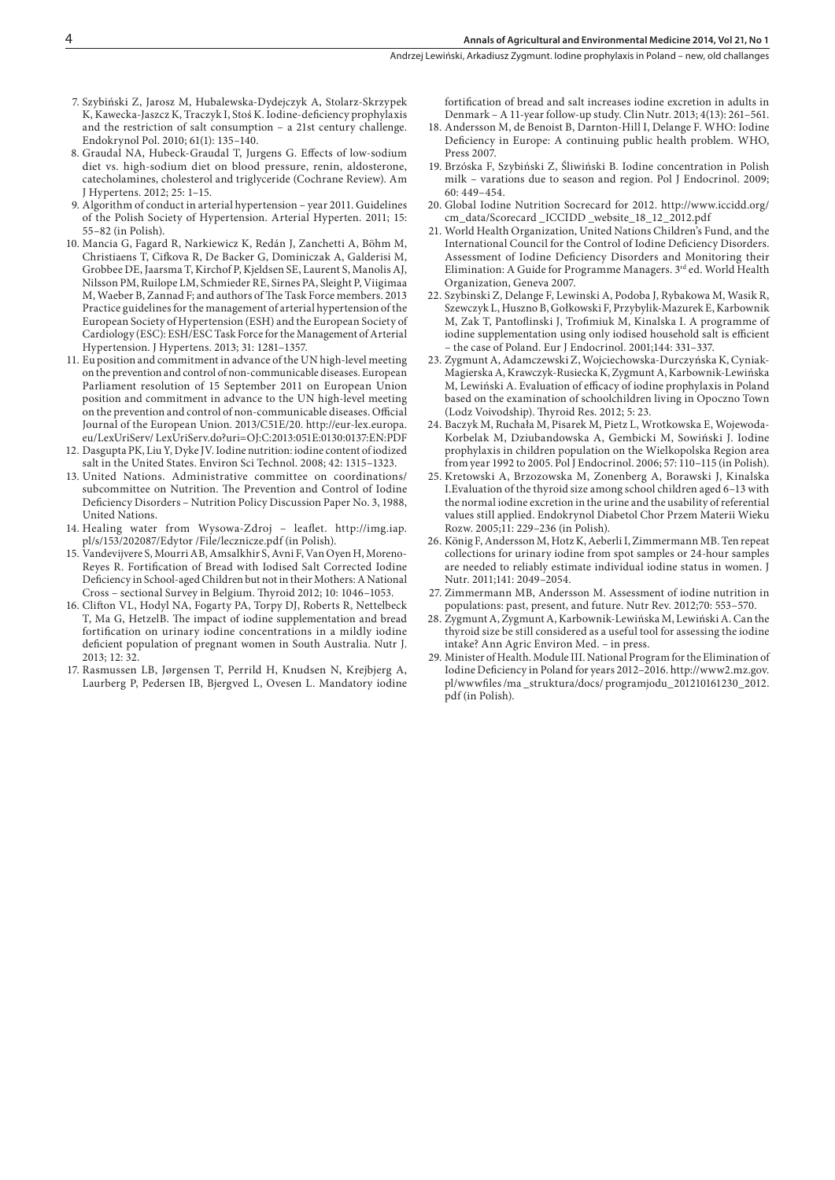7. Szybiński Z, Jarosz M, Hubalewska-Dydejczyk A, Stolarz-Skrzypek K, Kawecka-Jaszcz K, Traczyk I, Stoś K. Iodine-deficiency prophylaxis and the restriction of salt consumption – a 21st century challenge. Endokrynol Pol. 2010; 61(1): 135–140.
8. Graudal NA, Hubeck-Graudal T, Jurgens G. Effects of low-sodium diet vs. high-sodium diet on blood pressure, renin, aldosterone, catecholamines, cholesterol and triglyceride (Cochrane Review). Am J Hypertens. 2012; 25: 1–15.
9. Algorithm of conduct in arterial hypertension – year 2011. Guidelines of the Polish Society of Hypertension. Arterial Hyperten. 2011; 15: 55–82 (in Polish).
10. Mancia G, Fagard R, Narkiewicz K, Redán J, Zanchetti A, Böhm M, Christiaens T, Cifkova R, De Backer G, Dominiczak A, Galderisi M, Grobbee DE, Jaarsma T, Kirchof P, Kjeldsen SE, Laurent S, Manolis AJ, Nilsson PM, Ruilope LM, Schmieder RE, Sirnes PA, Sleight P, Viigimaa M, Waeber B, Zannad F; and authors of The Task Force members. 2013 Practice guidelines for the management of arterial hypertension of the European Society of Hypertension (ESH) and the European Society of Cardiology (ESC): ESH/ESC Task Force for the Management of Arterial Hypertension. J Hypertens. 2013; 31: 1281–1357.
11. Eu position and commitment in advance of the UN high-level meeting on the prevention and control of non-communicable diseases. European Parliament resolution of 15 September 2011 on European Union position and commitment in advance to the UN high-level meeting on the prevention and control of non-communicable diseases. Official Journal of the European Union. 2013/C51E/20. http://eur-lex.europa.eu/LexUriServ/ LexUriServ.do?uri=OJ:C:2013:051E:0130:0137:EN:PDF
12. Dasgupta PK, Liu Y, Dyke JV. Iodine nutrition: iodine content of iodized salt in the United States. Environ Sci Technol. 2008; 42: 1315–1323.
13. United Nations. Administrative committee on coordinations/ subcommittee on Nutrition. The Prevention and Control of Iodine Deficiency Disorders – Nutrition Policy Discussion Paper No. 3, 1988, United Nations.
14. Healing water from Wysowa-Zdroj – leaflet. http://img.iap.pl/s/153/202087/Edytor /File/lecznicze.pdf (in Polish).
15. Vandevijvere S, Mourri AB, Amsalkhir S, Avni F, Van Oyen H, Moreno-Reyes R. Fortification of Bread with Iodised Salt Corrected Iodine Deficiency in School-aged Children but not in their Mothers: A National Cross – sectional Survey in Belgium. Thyroid 2012; 10: 1046–1053.
16. Clifton VL, Hodyl NA, Fogarty PA, Torpy DJ, Roberts R, Nettelbeck T, Ma G, HetzelB. The impact of iodine supplementation and bread fortification on urinary iodine concentrations in a mildly iodine deficient population of pregnant women in South Australia. Nutr J. 2013; 12: 32.
17. Rasmussen LB, Jørgensen T, Perrild H, Knudsen N, Krejbjerg A, Laurberg P, Pedersen IB, Bjergved L, Ovesen L. Mandatory iodine fortification of bread and salt increases iodine excretion in adults in Denmark – A 11-year follow-up study. Clin Nutr. 2013; 4(13): 261–561.
18. Andersson M, de Benoist B, Darnton-Hill I, Delange F. WHO: Iodine Deficiency in Europe: A continuing public health problem. WHO, Press 2007.
19. Brzóska F, Szybiński Z, Śliwiński B. Iodine concentration in Polish milk – varations due to season and region. Pol J Endocrinol. 2009; 60: 449–454.
20. Global Iodine Nutrition Socrecard for 2012. http://www.iccidd.org/cm_data/Scorecard _ICCIDD _website_18_12_2012.pdf
21. World Health Organization, United Nations Children's Fund, and the International Council for the Control of Iodine Deficiency Disorders. Assessment of Iodine Deficiency Disorders and Monitoring their Elimination: A Guide for Programme Managers. 3rd ed. World Health Organization, Geneva 2007.
22. Szybinski Z, Delange F, Lewinski A, Podoba J, Rybakowa M, Wasik R, Szewczyk L, Huszno B, Gołkowski F, Przybylik-Mazurek E, Karbownik M, Zak T, Pantoflinski J, Trofimiuk M, Kinalska I. A programme of iodine supplementation using only iodised household salt is efficient – the case of Poland. Eur J Endocrinol. 2001;144: 331–337.
23. Zygmunt A, Adamczewski Z, Wojciechowska-Durczyńska K, Cyniak-Magierska A, Krawczyk-Rusiecka K, Zygmunt A, Karbownik-Lewińska M, Lewiński A. Evaluation of efficacy of iodine prophylaxis in Poland based on the examination of schoolchildren living in Opoczno Town (Lodz Voivodship). Thyroid Res. 2012; 5: 23.
24. Baczyk M, Ruchała M, Pisarek M, Pietz L, Wrotkowska E, Wojewoda-Korbelak M, Dziubandowska A, Gembicki M, Sowiński J. Iodine prophylaxis in children population on the Wielkopolska Region area from year 1992 to 2005. Pol J Endocrinol. 2006; 57: 110–115 (in Polish).
25. Kretowski A, Brzozowska M, Zonenberg A, Borawski J, Kinalska I.Evaluation of the thyroid size among school children aged 6–13 with the normal iodine excretion in the urine and the usability of referential values still applied. Endokrynol Diabetol Chor Przem Materii Wieku Rozw. 2005;11: 229–236 (in Polish).
26. König F, Andersson M, Hotz K, Aeberli I, Zimmermann MB. Ten repeat collections for urinary iodine from spot samples or 24-hour samples are needed to reliably estimate individual iodine status in women. J Nutr. 2011;141: 2049–2054.
27. Zimmermann MB, Andersson M. Assessment of iodine nutrition in populations: past, present, and future. Nutr Rev. 2012;70: 553–570.
28. Zygmunt A, Zygmunt A, Karbownik-Lewińska M, Lewiński A. Can the thyroid size be still considered as a useful tool for assessing the iodine intake? Ann Agric Environ Med. – in press.
29. Minister of Health. Module III. National Program for the Elimination of Iodine Deficiency in Poland for years 2012–2016. http://www2.mz.gov.pl/wwwfiles /ma _struktura/docs/ programjodu_201210161230_2012.pdf (in Polish).